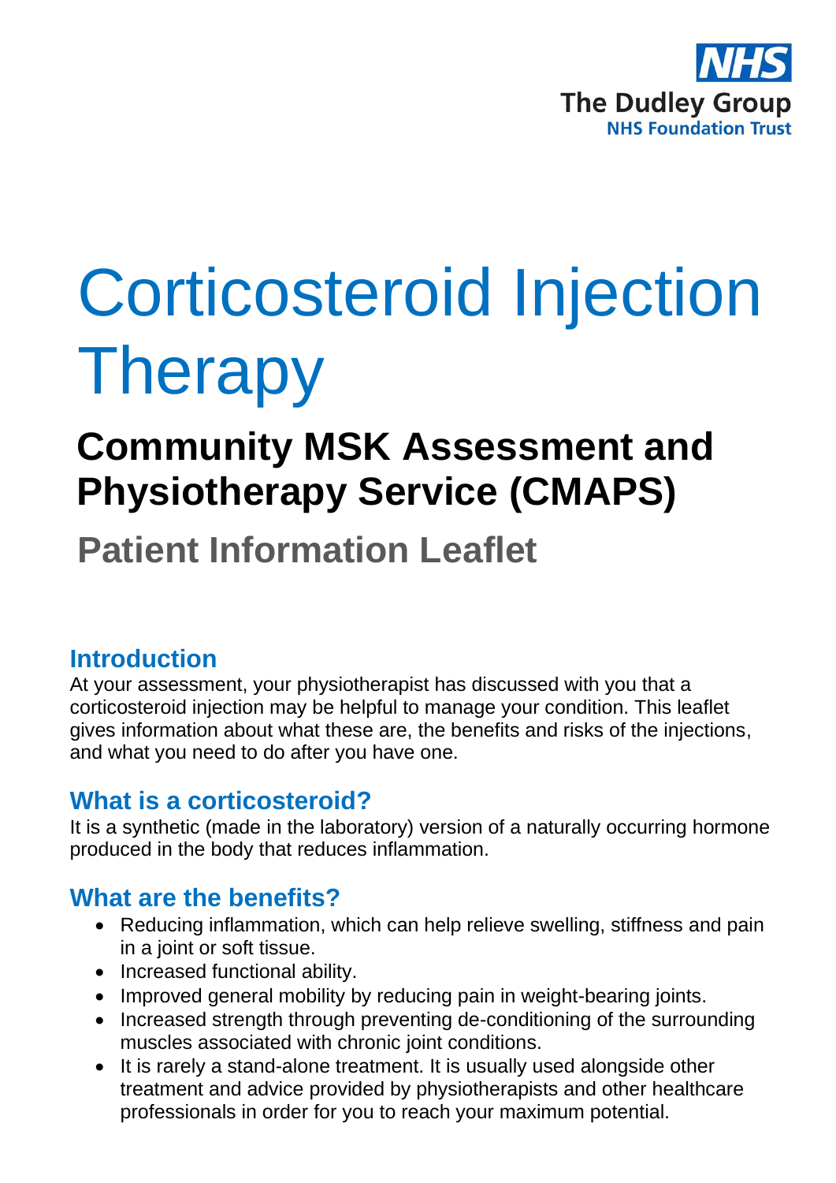NHS

The Dudley Group
NHS Foundation Trust

# Corticosteroid Injection Therapy

## Community MSK Assessment and Physiotherapy Service (CMAPS)

## Patient Information Leaflet

### Introduction

At your assessment, your physiotherapist has discussed with you that a corticosteroid injection may be helpful to manage your condition. This leaflet gives information about what these are, the benefits and risks of the injections, and what you need to do after you have one.

### What is a corticosteroid?

It is a synthetic (made in the laboratory) version of a naturally occurring hormone produced in the body that reduces inflammation.

### What are the benefits?

- Reducing inflammation, which can help relieve swelling, stiffness and pain in a joint or soft tissue.
- Increased functional ability.
- Improved general mobility by reducing pain in weight-bearing joints.
- Increased strength through preventing de-conditioning of the surrounding muscles associated with chronic joint conditions.
- It is rarely a stand-alone treatment. It is usually used alongside other treatment and advice provided by physiotherapists and other healthcare professionals in order for you to reach your maximum potential.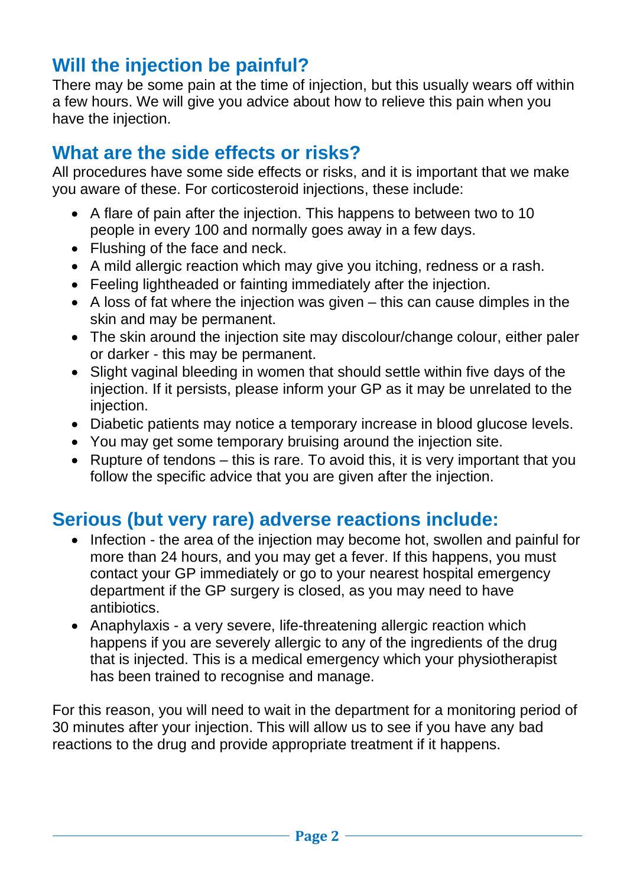## Will the injection be painful?

There may be some pain at the time of injection, but this usually wears off within a few hours. We will give you advice about how to relieve this pain when you have the injection.

## What are the side effects or risks?

All procedures have some side effects or risks, and it is important that we make you aware of these. For corticosteroid injections, these include:

- A flare of pain after the injection. This happens to between two to 10 people in every 100 and normally goes away in a few days.
- Flushing of the face and neck.
- A mild allergic reaction which may give you itching, redness or a rash.
- Feeling lightheaded or fainting immediately after the injection.
- A loss of fat where the injection was given – this can cause dimples in the skin and may be permanent.
- The skin around the injection site may discolour/change colour, either paler or darker - this may be permanent.
- Slight vaginal bleeding in women that should settle within five days of the injection. If it persists, please inform your GP as it may be unrelated to the injection.
- Diabetic patients may notice a temporary increase in blood glucose levels.
- You may get some temporary bruising around the injection site.
- Rupture of tendons – this is rare. To avoid this, it is very important that you follow the specific advice that you are given after the injection.

## Serious (but very rare) adverse reactions include:

- Infection - the area of the injection may become hot, swollen and painful for more than 24 hours, and you may get a fever. If this happens, you must contact your GP immediately or go to your nearest hospital emergency department if the GP surgery is closed, as you may need to have antibiotics.
- Anaphylaxis - a very severe, life-threatening allergic reaction which happens if you are severely allergic to any of the ingredients of the drug that is injected. This is a medical emergency which your physiotherapist has been trained to recognise and manage.

For this reason, you will need to wait in the department for a monitoring period of 30 minutes after your injection. This will allow us to see if you have any bad reactions to the drug and provide appropriate treatment if it happens.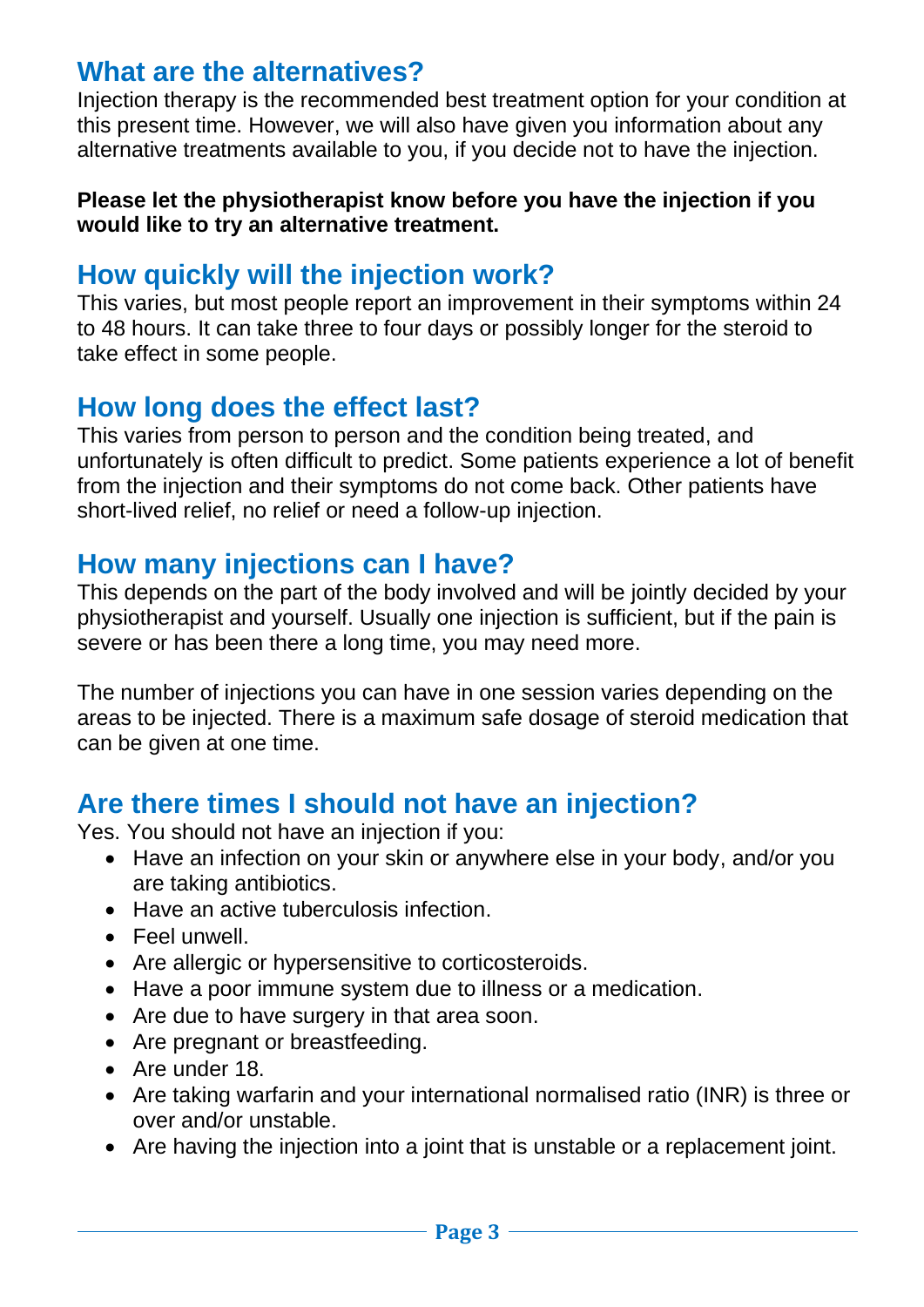## What are the alternatives?

Injection therapy is the recommended best treatment option for your condition at this present time. However, we will also have given you information about any alternative treatments available to you, if you decide not to have the injection.

**Please let the physiotherapist know before you have the injection if you would like to try an alternative treatment.**

## How quickly will the injection work?

This varies, but most people report an improvement in their symptoms within 24 to 48 hours. It can take three to four days or possibly longer for the steroid to take effect in some people.

## How long does the effect last?

This varies from person to person and the condition being treated, and unfortunately is often difficult to predict. Some patients experience a lot of benefit from the injection and their symptoms do not come back. Other patients have short-lived relief, no relief or need a follow-up injection.

## How many injections can I have?

This depends on the part of the body involved and will be jointly decided by your physiotherapist and yourself. Usually one injection is sufficient, but if the pain is severe or has been there a long time, you may need more.

The number of injections you can have in one session varies depending on the areas to be injected. There is a maximum safe dosage of steroid medication that can be given at one time.

## Are there times I should not have an injection?

Yes. You should not have an injection if you:

- Have an infection on your skin or anywhere else in your body, and/or you are taking antibiotics.
- Have an active tuberculosis infection.
- Feel unwell.
- Are allergic or hypersensitive to corticosteroids.
- Have a poor immune system due to illness or a medication.
- Are due to have surgery in that area soon.
- Are pregnant or breastfeeding.
- Are under 18.
- Are taking warfarin and your international normalised ratio (INR) is three or over and/or unstable.
- Are having the injection into a joint that is unstable or a replacement joint.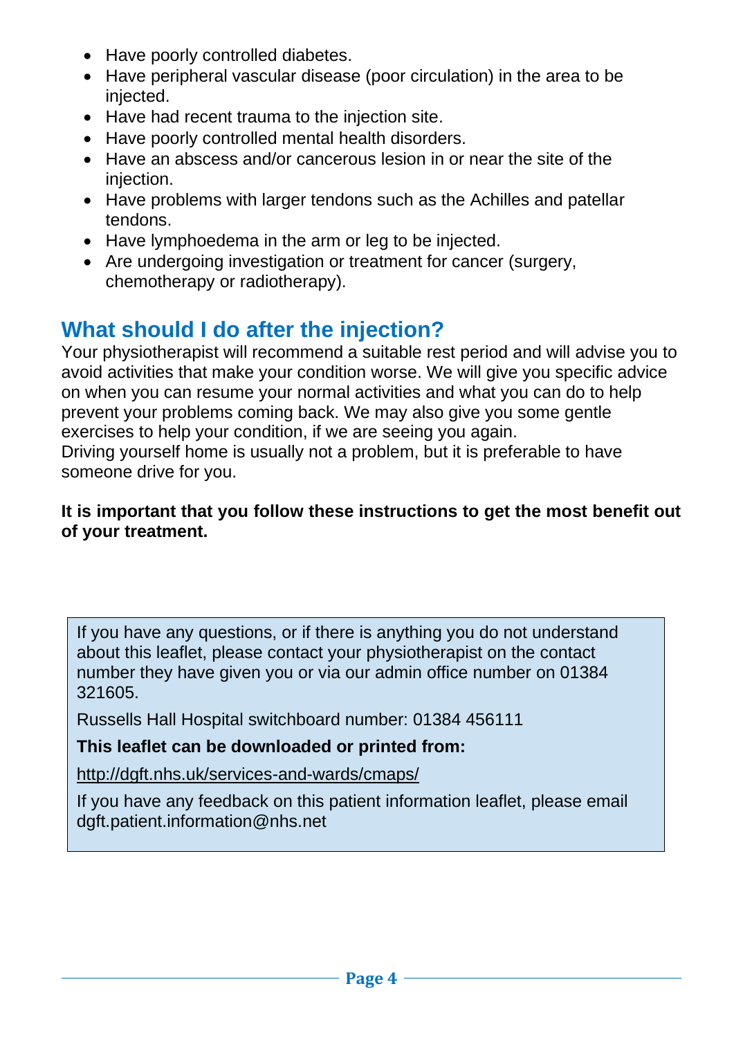- Have poorly controlled diabetes.
- Have peripheral vascular disease (poor circulation) in the area to be injected.
- Have had recent trauma to the injection site.
- Have poorly controlled mental health disorders.
- Have an abscess and/or cancerous lesion in or near the site of the injection.
- Have problems with larger tendons such as the Achilles and patellar tendons.
- Have lymphoedema in the arm or leg to be injected.
- Are undergoing investigation or treatment for cancer (surgery, chemotherapy or radiotherapy).

## What should I do after the injection?

Your physiotherapist will recommend a suitable rest period and will advise you to avoid activities that make your condition worse. We will give you specific advice on when you can resume your normal activities and what you can do to help prevent your problems coming back. We may also give you some gentle exercises to help your condition, if we are seeing you again.
Driving yourself home is usually not a problem, but it is preferable to have someone drive for you.

**It is important that you follow these instructions to get the most benefit out of your treatment.**

If you have any questions, or if there is anything you do not understand about this leaflet, please contact your physiotherapist on the contact number they have given you or via our admin office number on 01384 321605.

Russells Hall Hospital switchboard number: 01384 456111

**This leaflet can be downloaded or printed from:**

http://dgft.nhs.uk/services-and-wards/cmaps/

If you have any feedback on this patient information leaflet, please email dgft.patient.information@nhs.net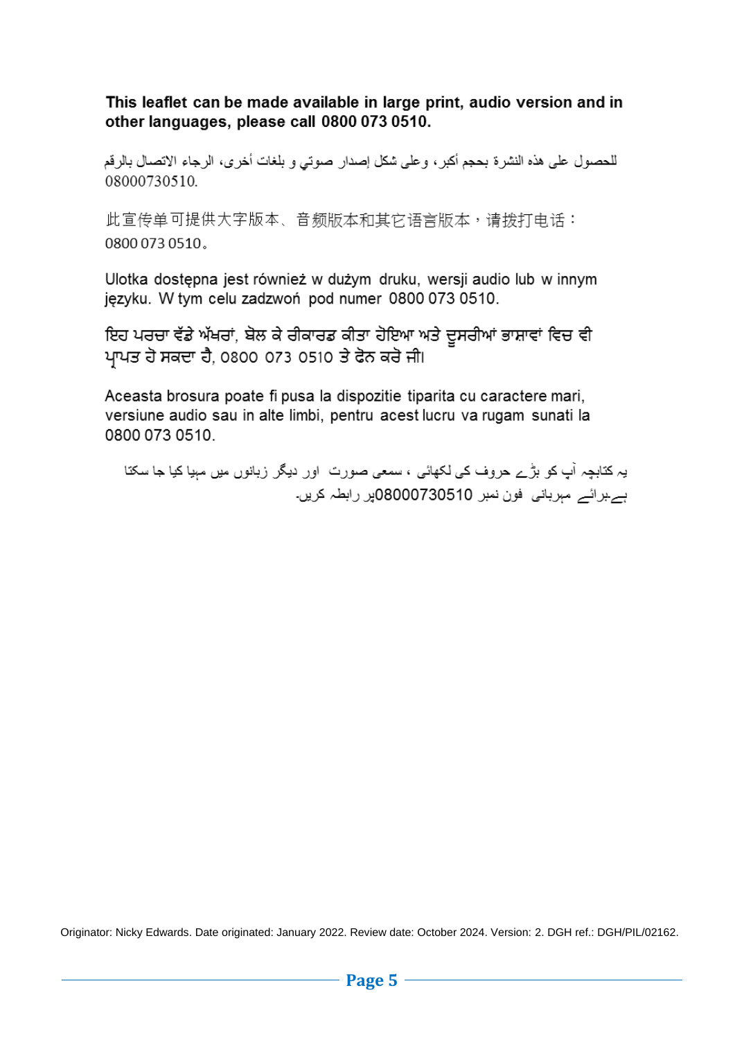**This leaflet can be made available in large print, audio version and in other languages, please call 0800 073 0510.**

للحصول على هذه النشرة بحجم أكبر، وعلى شكل إصدار صوتي و بلغات أخرى، الرجاء الاتصال بالرقم 08000730510.

此宣传单可提供大字版本、音频版本和其它语言版本，请拨打电话：0800 073 0510。

Ulotka dostępna jest również w dużym druku, wersji audio lub w innym języku. W tym celu zadzwoń pod numer 0800 073 0510.

ਇਹ ਪਰਚਾ ਵੱਡੇ ਅੱਖਰਾਂ, ਬੋਲ ਕੇ ਰੀਕਾਰਡ ਕੀਤਾ ਹੋਇਆ ਅਤੇ ਦੂਸਰੀਆਂ ਭਾਸ਼ਾਵਾਂ ਵਿਚ ਵੀ ਪ੍ਰਾਪਤ ਹੋ ਸਕਦਾ ਹੈ, 0800 073 0510 ਤੇ ਫੋਨ ਕਰੋ ਜੀ।

Aceasta brosura poate fi pusa la dispozitie tiparita cu caractere mari, versiune audio sau in alte limbi, pentru acest lucru va rugam sunati la 0800 073 0510.

یہ کتابچہ آپ کو بڑے حروف کی لکھائی ، سمعی صورت اور دیگر زبانوں میں مہیا کیا جا سکتا ہے۔برائے مہربانی فون نمبر 08000730510پر رابطہ کریں۔

Originator: Nicky Edwards. Date originated: January 2022. Review date: October 2024. Version: 2. DGH ref.: DGH/PIL/02162.